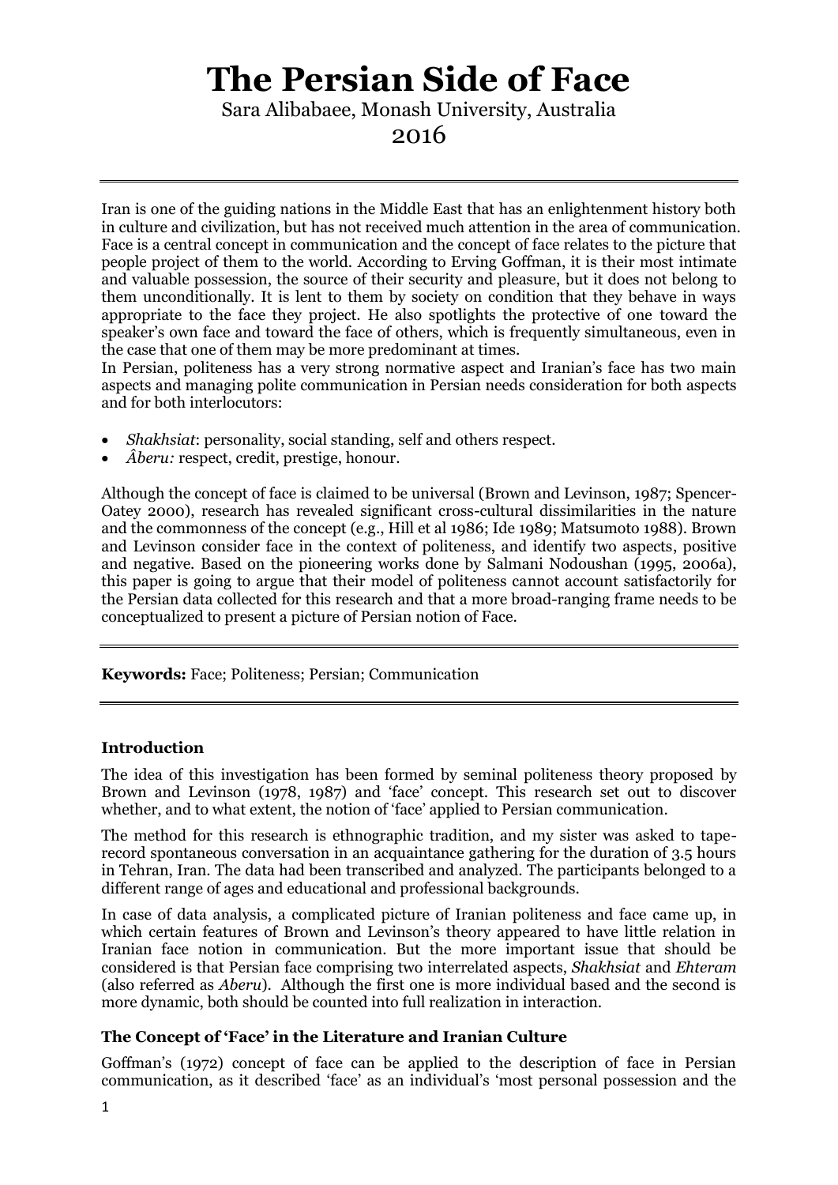# The Persian Side of Face

Sara Alibabaee, Monash University, Australia

2016

---

Iran is one of the guiding nations in the Middle East that has an enlightenment history both in culture and civilization, but has not received much attention in the area of communication. Face is a central concept in communication and the concept of face relates to the picture that people project of them to the world. According to Erving Goffman, it is their most intimate and valuable possession, the source of their security and pleasure, but it does not belong to them unconditionally. It is lent to them by society on condition that they behave in ways appropriate to the face they project. He also spotlights the protective of one toward the speaker's own face and toward the face of others, which is frequently simultaneous, even in the case that one of them may be more predominant at times.

In Persian, politeness has a very strong normative aspect and Iranian's face has two main aspects and managing polite communication in Persian needs consideration for both aspects and for both interlocutors:

- *Shakhsiat*: personality, social standing, self and others respect.
- *Âberu:* respect, credit, prestige, honour.

Although the concept of face is claimed to be universal (Brown and Levinson, 1987; Spencer-Oatey 2000), research has revealed significant cross-cultural dissimilarities in the nature and the commonness of the concept (e.g., Hill et al 1986; Ide 1989; Matsumoto 1988). Brown and Levinson consider face in the context of politeness, and identify two aspects, positive and negative. Based on the pioneering works done by Salmani Nodoushan (1995, 2006a), this paper is going to argue that their model of politeness cannot account satisfactorily for the Persian data collected for this research and that a more broad-ranging frame needs to be conceptualized to present a picture of Persian notion of Face.

---

**Keywords:** Face; Politeness; Persian; Communication

---

### Introduction

The idea of this investigation has been formed by seminal politeness theory proposed by Brown and Levinson (1978, 1987) and 'face' concept. This research set out to discover whether, and to what extent, the notion of 'face' applied to Persian communication.

The method for this research is ethnographic tradition, and my sister was asked to tape-record spontaneous conversation in an acquaintance gathering for the duration of 3.5 hours in Tehran, Iran. The data had been transcribed and analyzed. The participants belonged to a different range of ages and educational and professional backgrounds.

In case of data analysis, a complicated picture of Iranian politeness and face came up, in which certain features of Brown and Levinson's theory appeared to have little relation in Iranian face notion in communication. But the more important issue that should be considered is that Persian face comprising two interrelated aspects, *Shakhsiat* and *Ehteram* (also referred as *Aberu*). Although the first one is more individual based and the second is more dynamic, both should be counted into full realization in interaction.

### The Concept of 'Face' in the Literature and Iranian Culture

Goffman's (1972) concept of face can be applied to the description of face in Persian communication, as it described 'face' as an individual's 'most personal possession and the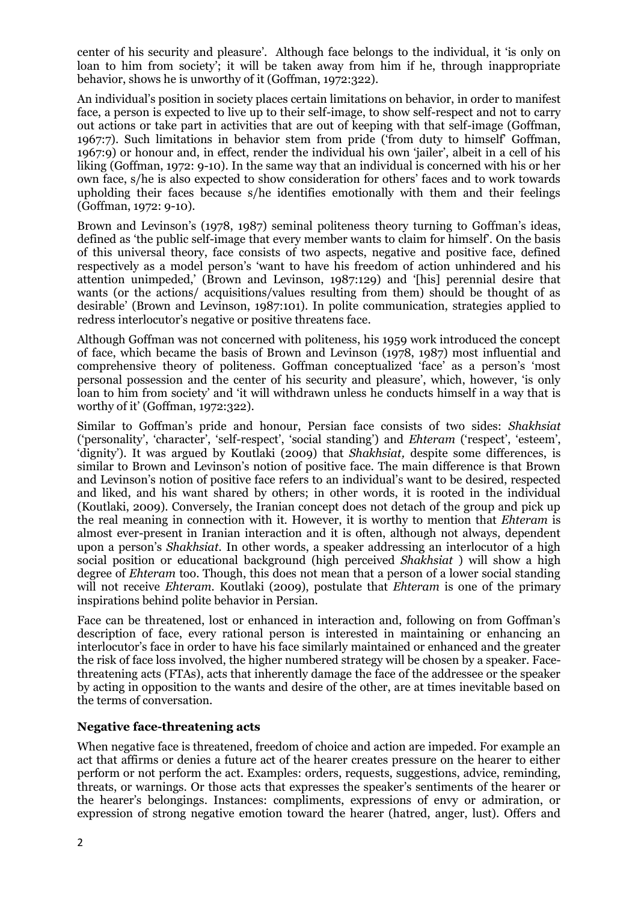center of his security and pleasure'. Although face belongs to the individual, it 'is only on loan to him from society'; it will be taken away from him if he, through inappropriate behavior, shows he is unworthy of it (Goffman, 1972:322).

An individual's position in society places certain limitations on behavior, in order to manifest face, a person is expected to live up to their self-image, to show self-respect and not to carry out actions or take part in activities that are out of keeping with that self-image (Goffman, 1967:7). Such limitations in behavior stem from pride ('from duty to himself' Goffman, 1967:9) or honour and, in effect, render the individual his own 'jailer', albeit in a cell of his liking (Goffman, 1972: 9-10). In the same way that an individual is concerned with his or her own face, s/he is also expected to show consideration for others' faces and to work towards upholding their faces because s/he identifies emotionally with them and their feelings (Goffman, 1972: 9-10).

Brown and Levinson's (1978, 1987) seminal politeness theory turning to Goffman's ideas, defined as 'the public self-image that every member wants to claim for himself'. On the basis of this universal theory, face consists of two aspects, negative and positive face, defined respectively as a model person's 'want to have his freedom of action unhindered and his attention unimpeded,' (Brown and Levinson, 1987:129) and '[his] perennial desire that wants (or the actions/ acquisitions/values resulting from them) should be thought of as desirable' (Brown and Levinson, 1987:101). In polite communication, strategies applied to redress interlocutor's negative or positive threatens face.

Although Goffman was not concerned with politeness, his 1959 work introduced the concept of face, which became the basis of Brown and Levinson (1978, 1987) most influential and comprehensive theory of politeness. Goffman conceptualized 'face' as a person's 'most personal possession and the center of his security and pleasure', which, however, 'is only loan to him from society' and 'it will withdrawn unless he conducts himself in a way that is worthy of it' (Goffman, 1972:322).

Similar to Goffman's pride and honour, Persian face consists of two sides: *Shakhsiat* ('personality', 'character', 'self-respect', 'social standing') and *Ehteram* ('respect', 'esteem', 'dignity'). It was argued by Koutlaki (2009) that *Shakhsiat,* despite some differences, is similar to Brown and Levinson's notion of positive face. The main difference is that Brown and Levinson's notion of positive face refers to an individual's want to be desired, respected and liked, and his want shared by others; in other words, it is rooted in the individual (Koutlaki, 2009). Conversely, the Iranian concept does not detach of the group and pick up the real meaning in connection with it. However, it is worthy to mention that *Ehteram* is almost ever-present in Iranian interaction and it is often, although not always, dependent upon a person's *Shakhsiat.* In other words, a speaker addressing an interlocutor of a high social position or educational background (high perceived *Shakhsiat* ) will show a high degree of *Ehteram* too. Though, this does not mean that a person of a lower social standing will not receive *Ehteram.* Koutlaki (2009), postulate that *Ehteram* is one of the primary inspirations behind polite behavior in Persian.

Face can be threatened, lost or enhanced in interaction and, following on from Goffman's description of face, every rational person is interested in maintaining or enhancing an interlocutor's face in order to have his face similarly maintained or enhanced and the greater the risk of face loss involved, the higher numbered strategy will be chosen by a speaker. Face-threatening acts (FTAs), acts that inherently damage the face of the addressee or the speaker by acting in opposition to the wants and desire of the other, are at times inevitable based on the terms of conversation.

### Negative face-threatening acts

When negative face is threatened, freedom of choice and action are impeded. For example an act that affirms or denies a future act of the hearer creates pressure on the hearer to either perform or not perform the act. Examples: orders, requests, suggestions, advice, reminding, threats, or warnings. Or those acts that expresses the speaker's sentiments of the hearer or the hearer's belongings. Instances: compliments, expressions of envy or admiration, or expression of strong negative emotion toward the hearer (hatred, anger, lust). Offers and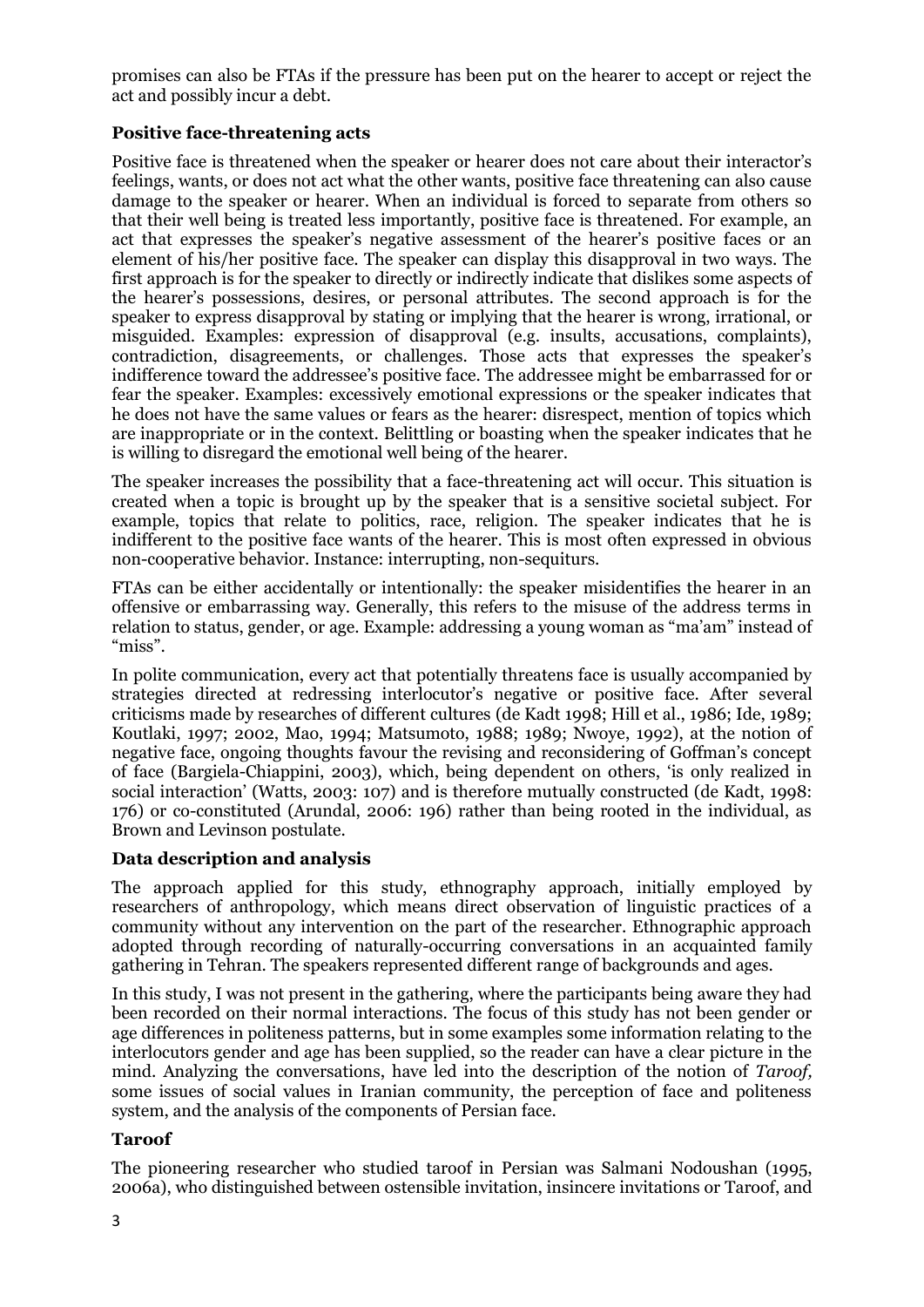promises can also be FTAs if the pressure has been put on the hearer to accept or reject the act and possibly incur a debt.

### Positive face-threatening acts

Positive face is threatened when the speaker or hearer does not care about their interactor's feelings, wants, or does not act what the other wants, positive face threatening can also cause damage to the speaker or hearer. When an individual is forced to separate from others so that their well being is treated less importantly, positive face is threatened. For example, an act that expresses the speaker's negative assessment of the hearer's positive faces or an element of his/her positive face. The speaker can display this disapproval in two ways. The first approach is for the speaker to directly or indirectly indicate that dislikes some aspects of the hearer's possessions, desires, or personal attributes. The second approach is for the speaker to express disapproval by stating or implying that the hearer is wrong, irrational, or misguided. Examples: expression of disapproval (e.g. insults, accusations, complaints), contradiction, disagreements, or challenges. Those acts that expresses the speaker's indifference toward the addressee's positive face. The addressee might be embarrassed for or fear the speaker. Examples: excessively emotional expressions or the speaker indicates that he does not have the same values or fears as the hearer: disrespect, mention of topics which are inappropriate or in the context. Belittling or boasting when the speaker indicates that he is willing to disregard the emotional well being of the hearer.

The speaker increases the possibility that a face-threatening act will occur. This situation is created when a topic is brought up by the speaker that is a sensitive societal subject. For example, topics that relate to politics, race, religion. The speaker indicates that he is indifferent to the positive face wants of the hearer. This is most often expressed in obvious non-cooperative behavior. Instance: interrupting, non-sequiturs.

FTAs can be either accidentally or intentionally: the speaker misidentifies the hearer in an offensive or embarrassing way. Generally, this refers to the misuse of the address terms in relation to status, gender, or age. Example: addressing a young woman as "ma'am" instead of "miss".

In polite communication, every act that potentially threatens face is usually accompanied by strategies directed at redressing interlocutor's negative or positive face. After several criticisms made by researches of different cultures (de Kadt 1998; Hill et al., 1986; Ide, 1989; Koutlaki, 1997; 2002, Mao, 1994; Matsumoto, 1988; 1989; Nwoye, 1992), at the notion of negative face, ongoing thoughts favour the revising and reconsidering of Goffman's concept of face (Bargiela-Chiappini, 2003), which, being dependent on others, 'is only realized in social interaction' (Watts, 2003: 107) and is therefore mutually constructed (de Kadt, 1998: 176) or co-constituted (Arundal, 2006: 196) rather than being rooted in the individual, as Brown and Levinson postulate.

### Data description and analysis

The approach applied for this study, ethnography approach, initially employed by researchers of anthropology, which means direct observation of linguistic practices of a community without any intervention on the part of the researcher. Ethnographic approach adopted through recording of naturally-occurring conversations in an acquainted family gathering in Tehran. The speakers represented different range of backgrounds and ages.

In this study, I was not present in the gathering, where the participants being aware they had been recorded on their normal interactions. The focus of this study has not been gender or age differences in politeness patterns, but in some examples some information relating to the interlocutors gender and age has been supplied, so the reader can have a clear picture in the mind. Analyzing the conversations, have led into the description of the notion of *Taroof,* some issues of social values in Iranian community, the perception of face and politeness system, and the analysis of the components of Persian face.

### Taroof

The pioneering researcher who studied taroof in Persian was Salmani Nodoushan (1995, 2006a), who distinguished between ostensible invitation, insincere invitations or Taroof, and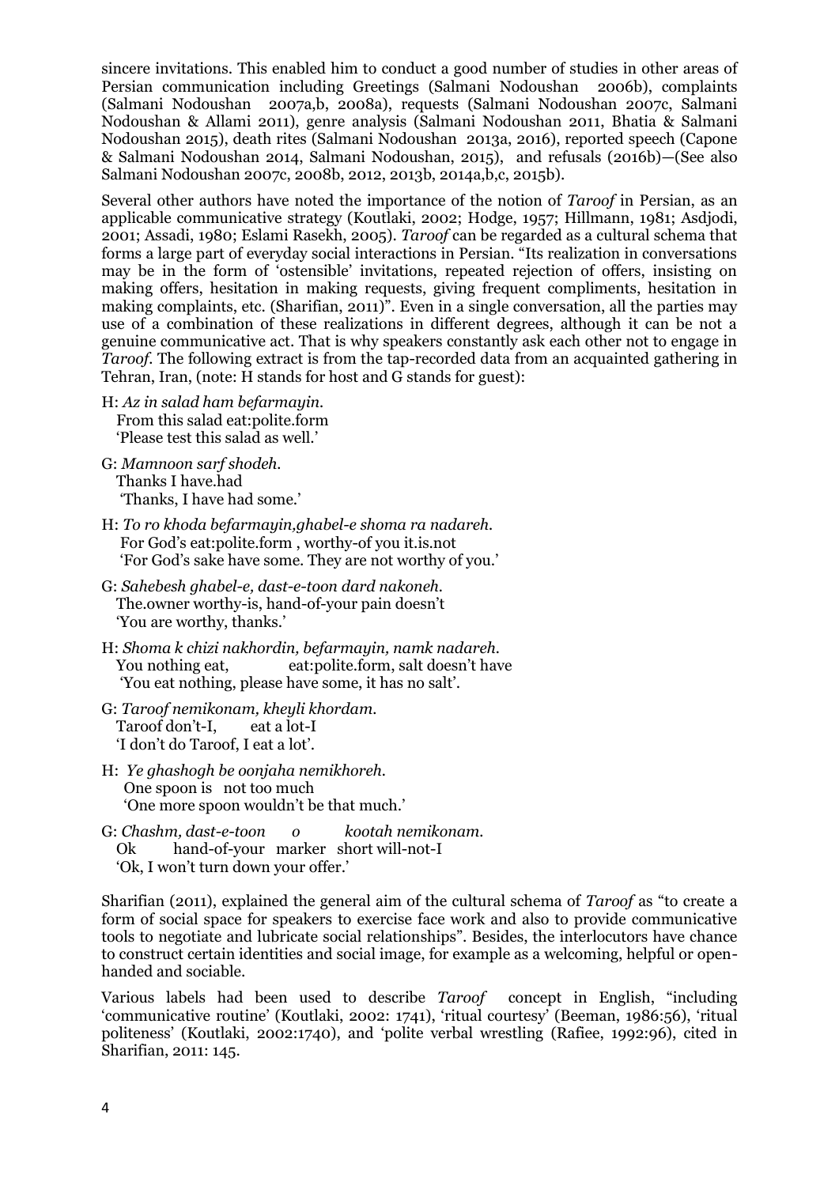sincere invitations. This enabled him to conduct a good number of studies in other areas of Persian communication including Greetings (Salmani Nodoushan 2006b), complaints (Salmani Nodoushan 2007a,b, 2008a), requests (Salmani Nodoushan 2007c, Salmani Nodoushan & Allami 2011), genre analysis (Salmani Nodoushan 2011, Bhatia & Salmani Nodoushan 2015), death rites (Salmani Nodoushan 2013a, 2016), reported speech (Capone & Salmani Nodoushan 2014, Salmani Nodoushan, 2015), and refusals (2016b)—(See also Salmani Nodoushan 2007c, 2008b, 2012, 2013b, 2014a,b,c, 2015b).

Several other authors have noted the importance of the notion of *Taroof* in Persian, as an applicable communicative strategy (Koutlaki, 2002; Hodge, 1957; Hillmann, 1981; Asdjodi, 2001; Assadi, 1980; Eslami Rasekh, 2005). *Taroof* can be regarded as a cultural schema that forms a large part of everyday social interactions in Persian. "Its realization in conversations may be in the form of 'ostensible' invitations, repeated rejection of offers, insisting on making offers, hesitation in making requests, giving frequent compliments, hesitation in making complaints, etc. (Sharifian, 2011)". Even in a single conversation, all the parties may use of a combination of these realizations in different degrees, although it can be not a genuine communicative act. That is why speakers constantly ask each other not to engage in *Taroof*. The following extract is from the tap-recorded data from an acquainted gathering in Tehran, Iran, (note: H stands for host and G stands for guest):

H: *Az in salad ham befarmayin.*
From this salad eat:polite.form
'Please test this salad as well.'

G: *Mamnoon sarf shodeh.*
Thanks I have.had
'Thanks, I have had some.'

H: *To ro khoda befarmayin,ghabel-e shoma ra nadareh.*
For God's eat:polite.form , worthy-of you it.is.not
'For God's sake have some. They are not worthy of you.'

G: *Sahebesh ghabel-e, dast-e-toon dard nakoneh.*
The.owner worthy-is, hand-of-your pain doesn't
'You are worthy, thanks.'

H: *Shoma k chizi nakhordin, befarmayin, namk nadareh.*
You nothing eat, eat:polite.form, salt doesn't have
'You eat nothing, please have some, it has no salt'.

G: *Taroof nemikonam, kheyli khordam.*
Taroof don't-I, eat a lot-I
'I don't do Taroof, I eat a lot'.

H: *Ye ghashogh be oonjaha nemikhoreh.*
One spoon is not too much
'One more spoon wouldn't be that much.'

G: *Chashm, dast-e-toon o kootah nemikonam.*
Ok hand-of-your marker short will-not-I
'Ok, I won't turn down your offer.'

Sharifian (2011), explained the general aim of the cultural schema of *Taroof* as "to create a form of social space for speakers to exercise face work and also to provide communicative tools to negotiate and lubricate social relationships". Besides, the interlocutors have chance to construct certain identities and social image, for example as a welcoming, helpful or open-handed and sociable.

Various labels had been used to describe *Taroof* concept in English, "including 'communicative routine' (Koutlaki, 2002: 1741), 'ritual courtesy' (Beeman, 1986:56), 'ritual politeness' (Koutlaki, 2002:1740), and 'polite verbal wrestling (Rafiee, 1992:96), cited in Sharifian, 2011: 145.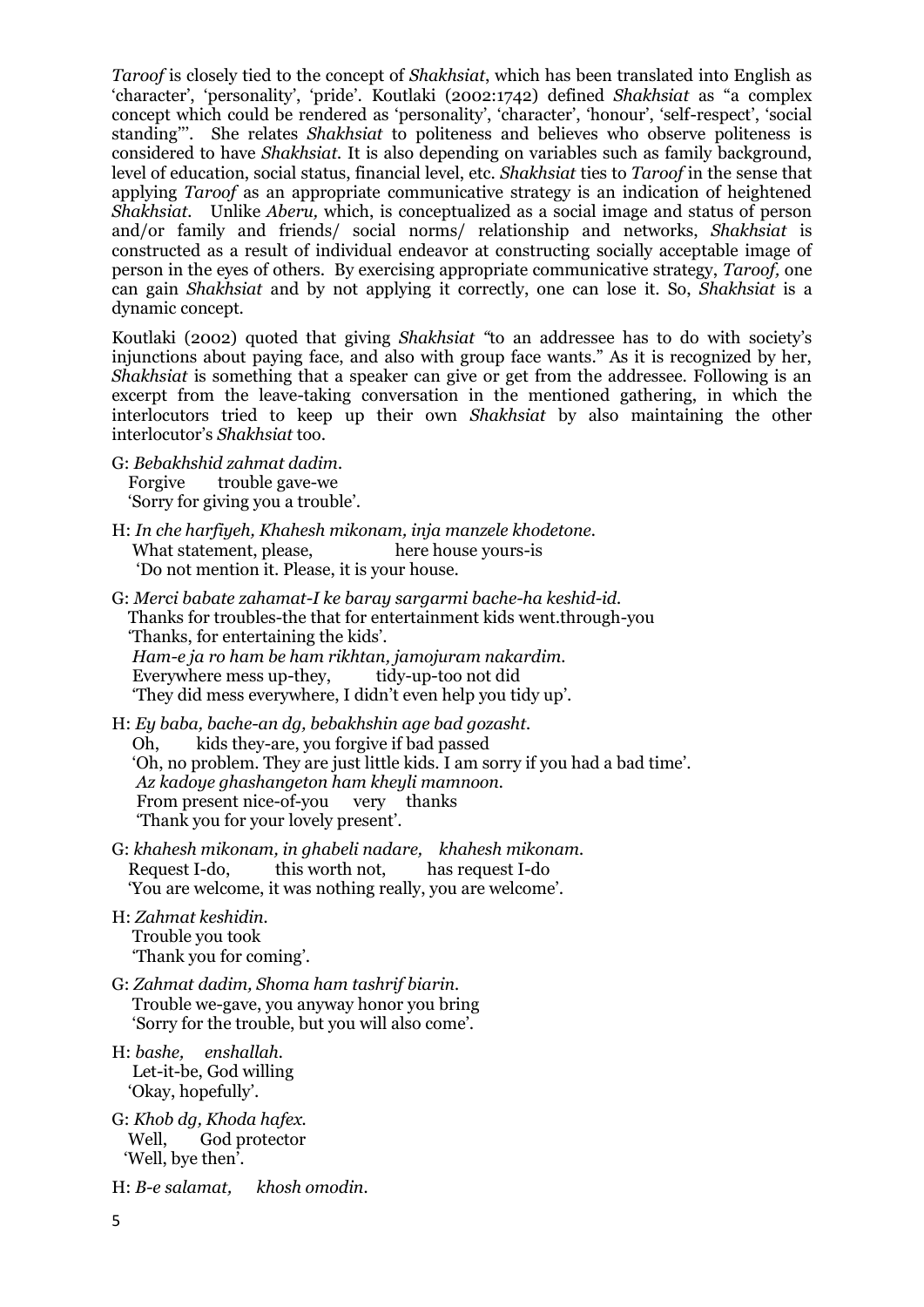*Taroof* is closely tied to the concept of *Shakhsiat*, which has been translated into English as 'character', 'personality', 'pride'. Koutlaki (2002:1742) defined *Shakhsiat* as "a complex concept which could be rendered as 'personality', 'character', 'honour', 'self-respect', 'social standing'". She relates *Shakhsiat* to politeness and believes who observe politeness is considered to have *Shakhsiat*. It is also depending on variables such as family background, level of education, social status, financial level, etc. *Shakhsiat* ties to *Taroof* in the sense that applying *Taroof* as an appropriate communicative strategy is an indication of heightened *Shakhsiat*. Unlike *Aberu*, which, is conceptualized as a social image and status of person and/or family and friends/ social norms/ relationship and networks, *Shakhsiat* is constructed as a result of individual endeavor at constructing socially acceptable image of person in the eyes of others. By exercising appropriate communicative strategy, *Taroof*, one can gain *Shakhsiat* and by not applying it correctly, one can lose it. So, *Shakhsiat* is a dynamic concept.

Koutlaki (2002) quoted that giving *Shakhsiat* "to an addressee has to do with society's injunctions about paying face, and also with group face wants." As it is recognized by her, *Shakhsiat* is something that a speaker can give or get from the addressee. Following is an excerpt from the leave-taking conversation in the mentioned gathering, in which the interlocutors tried to keep up their own *Shakhsiat* by also maintaining the other interlocutor's *Shakhsiat* too.

G: *Bebakhshid zahmat dadim.*  
Forgive trouble gave-we  
'Sorry for giving you a trouble'.

H: *In che harfiyeh, Khahesh mikonam, inja manzele khodetone.*  
What statement, please, here house yours-is  
'Do not mention it. Please, it is your house.

G: *Merci babate zahamat-I ke baray sargarmi bache-ha keshid-id.*  
Thanks for troubles-the that for entertainment kids went.through-you  
'Thanks, for entertaining the kids'.  
*Ham-e ja ro ham be ham rikhtan, jamojuram nakardim.*  
Everywhere mess up-they, tidy-up-too not did  
'They did mess everywhere, I didn't even help you tidy up'.

H: *Ey baba, bache-an dg, bebakhshin age bad gozasht.*  
Oh, kids they-are, you forgive if bad passed  
'Oh, no problem. They are just little kids. I am sorry if you had a bad time'.  
*Az kadoye ghashangeton ham kheyli mamnoon.*  
From present nice-of-you very thanks  
'Thank you for your lovely present'.

G: *khahesh mikonam, in ghabeli nadare, khahesh mikonam.*  
Request I-do, this worth not, has request I-do  
'You are welcome, it was nothing really, you are welcome'.

H: *Zahmat keshidin.*  
Trouble you took  
'Thank you for coming'.

G: *Zahmat dadim, Shoma ham tashrif biarin.*  
Trouble we-gave, you anyway honor you bring  
'Sorry for the trouble, but you will also come'.

H: *bashe, enshallah.*  
Let-it-be, God willing  
'Okay, hopefully'.

G: *Khob dg, Khoda hafez.*  
Well, God protector  
'Well, bye then'.

H: *B-e salamat, khosh omodin.*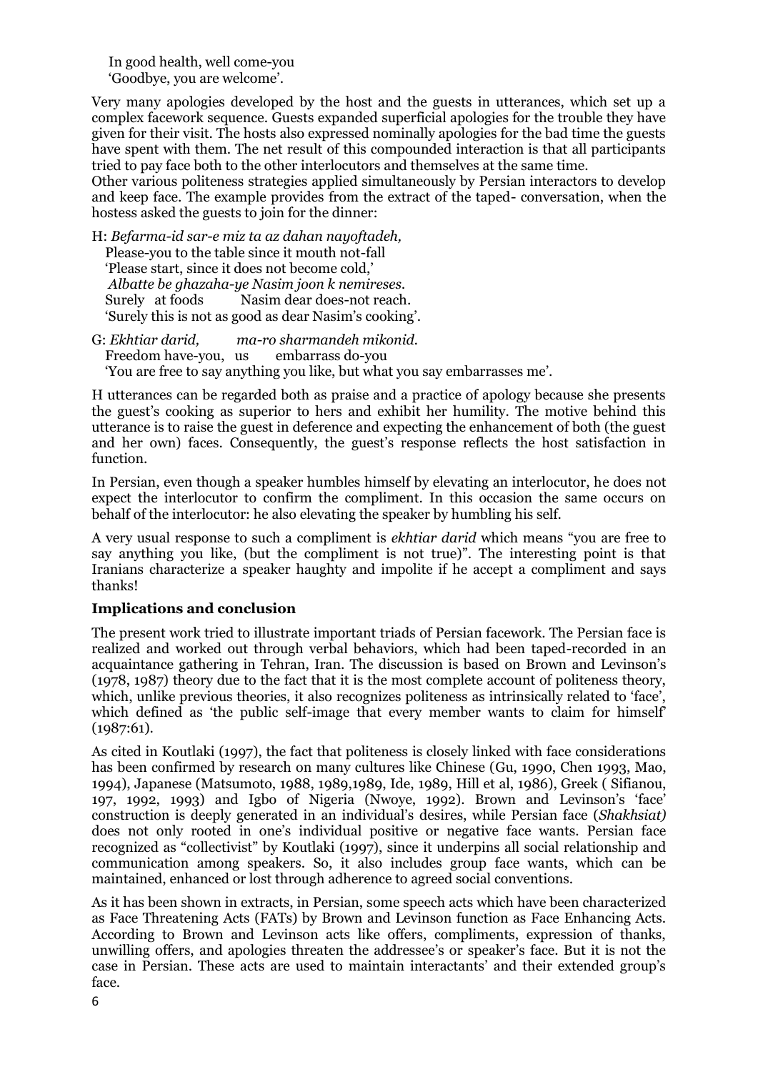In good health, well come-you
'Goodbye, you are welcome'.

Very many apologies developed by the host and the guests in utterances, which set up a complex facework sequence. Guests expanded superficial apologies for the trouble they have given for their visit. The hosts also expressed nominally apologies for the bad time the guests have spent with them. The net result of this compounded interaction is that all participants tried to pay face both to the other interlocutors and themselves at the same time.

Other various politeness strategies applied simultaneously by Persian interactors to develop and keep face. The example provides from the extract of the taped- conversation, when the hostess asked the guests to join for the dinner:

H: *Befarma-id sar-e miz ta az dahan nayoftadeh,*
Please-you to the table since it mouth not-fall
'Please start, since it does not become cold,'
*Albatte be ghazaha-ye Nasim joon k nemireses.*
Surely at foods Nasim dear does-not reach.
'Surely this is not as good as dear Nasim's cooking'.

G: *Ekhtiar darid, ma-ro sharmandeh mikonid.*
Freedom have-you, us embarrass do-you
'You are free to say anything you like, but what you say embarrasses me'.

H utterances can be regarded both as praise and a practice of apology because she presents the guest's cooking as superior to hers and exhibit her humility. The motive behind this utterance is to raise the guest in deference and expecting the enhancement of both (the guest and her own) faces. Consequently, the guest's response reflects the host satisfaction in function.

In Persian, even though a speaker humbles himself by elevating an interlocutor, he does not expect the interlocutor to confirm the compliment. In this occasion the same occurs on behalf of the interlocutor: he also elevating the speaker by humbling his self.

A very usual response to such a compliment is *ekhtiar darid* which means "you are free to say anything you like, (but the compliment is not true)". The interesting point is that Iranians characterize a speaker haughty and impolite if he accept a compliment and says thanks!

## Implications and conclusion

The present work tried to illustrate important triads of Persian facework. The Persian face is realized and worked out through verbal behaviors, which had been taped-recorded in an acquaintance gathering in Tehran, Iran. The discussion is based on Brown and Levinson's (1978, 1987) theory due to the fact that it is the most complete account of politeness theory, which, unlike previous theories, it also recognizes politeness as intrinsically related to 'face', which defined as 'the public self-image that every member wants to claim for himself' (1987:61).

As cited in Koutlaki (1997), the fact that politeness is closely linked with face considerations has been confirmed by research on many cultures like Chinese (Gu, 1990, Chen 1993, Mao, 1994), Japanese (Matsumoto, 1988, 1989,1989, Ide, 1989, Hill et al, 1986), Greek ( Sifianou, 197, 1992, 1993) and Igbo of Nigeria (Nwoye, 1992). Brown and Levinson's 'face' construction is deeply generated in an individual's desires, while Persian face (*Shakhsiat)* does not only rooted in one's individual positive or negative face wants. Persian face recognized as "collectivist" by Koutlaki (1997), since it underpins all social relationship and communication among speakers. So, it also includes group face wants, which can be maintained, enhanced or lost through adherence to agreed social conventions.

As it has been shown in extracts, in Persian, some speech acts which have been characterized as Face Threatening Acts (FATs) by Brown and Levinson function as Face Enhancing Acts. According to Brown and Levinson acts like offers, compliments, expression of thanks, unwilling offers, and apologies threaten the addressee's or speaker's face. But it is not the case in Persian. These acts are used to maintain interactants' and their extended group's face.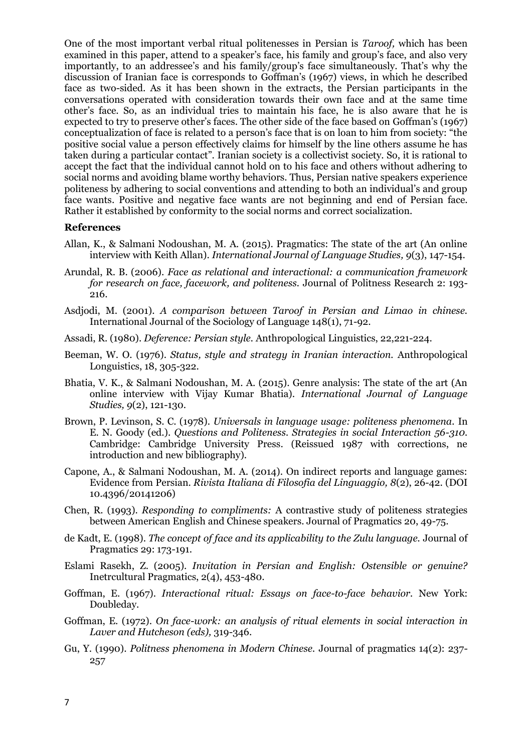One of the most important verbal ritual politenesses in Persian is *Taroof,* which has been examined in this paper, attend to a speaker's face, his family and group's face, and also very importantly, to an addressee's and his family/group's face simultaneously. That's why the discussion of Iranian face is corresponds to Goffman's (1967) views, in which he described face as two-sided. As it has been shown in the extracts, the Persian participants in the conversations operated with consideration towards their own face and at the same time other's face. So, as an individual tries to maintain his face, he is also aware that he is expected to try to preserve other's faces. The other side of the face based on Goffman's (1967) conceptualization of face is related to a person's face that is on loan to him from society: "the positive social value a person effectively claims for himself by the line others assume he has taken during a particular contact". Iranian society is a collectivist society. So, it is rational to accept the fact that the individual cannot hold on to his face and others without adhering to social norms and avoiding blame worthy behaviors. Thus, Persian native speakers experience politeness by adhering to social conventions and attending to both an individual's and group face wants. Positive and negative face wants are not beginning and end of Persian face. Rather it established by conformity to the social norms and correct socialization.

**References**

Allan, K., & Salmani Nodoushan, M. A. (2015). Pragmatics: The state of the art (An online interview with Keith Allan). *International Journal of Language Studies, 9*(3), 147-154.

Arundal, R. B. (2006). *Face as relational and interactional: a communication framework for research on face, facework, and politeness.* Journal of Politness Research 2: 193-216.

Asdjodi, M. (2001). *A comparison between Taroof in Persian and Limao in chinese.* International Journal of the Sociology of Language 148(1), 71-92.

Assadi, R. (1980). *Deference: Persian style.* Anthropological Linguistics, 22,221-224.

Beeman, W. O. (1976). *Status, style and strategy in Iranian interaction.* Anthropological Longuistics, 18, 305-322.

Bhatia, V. K., & Salmani Nodoushan, M. A. (2015). Genre analysis: The state of the art (An online interview with Vijay Kumar Bhatia). *International Journal of Language Studies, 9*(2), 121-130.

Brown, P. Levinson, S. C. (1978). *Universals in language usage: politeness phenomena.* In E. N. Goody (ed.). *Questions and Politeness. Strategies in social Interaction 56-310.* Cambridge: Cambridge University Press. (Reissued 1987 with corrections, ne introduction and new bibliography).

Capone, A., & Salmani Nodoushan, M. A. (2014). On indirect reports and language games: Evidence from Persian. *Rivista Italiana di Filosofia del Linguaggio, 8*(2), 26-42. (DOI 10.4396/20141206)

Chen, R. (1993). *Responding to compliments:* A contrastive study of politeness strategies between American English and Chinese speakers. Journal of Pragmatics 20, 49-75.

de Kadt, E. (1998). *The concept of face and its applicability to the Zulu language.* Journal of Pragmatics 29: 173-191.

Eslami Rasekh, Z. (2005). *Invitation in Persian and English: Ostensible or genuine?* Inetrcultural Pragmatics, 2(4), 453-480.

Goffman, E. (1967). *Interactional ritual: Essays on face-to-face behavior.* New York: Doubleday.

Goffman, E. (1972). *On face-work: an analysis of ritual elements in social interaction in Laver and Hutcheson (eds),* 319-346.

Gu, Y. (1990). *Politness phenomena in Modern Chinese.* Journal of pragmatics 14(2): 237-257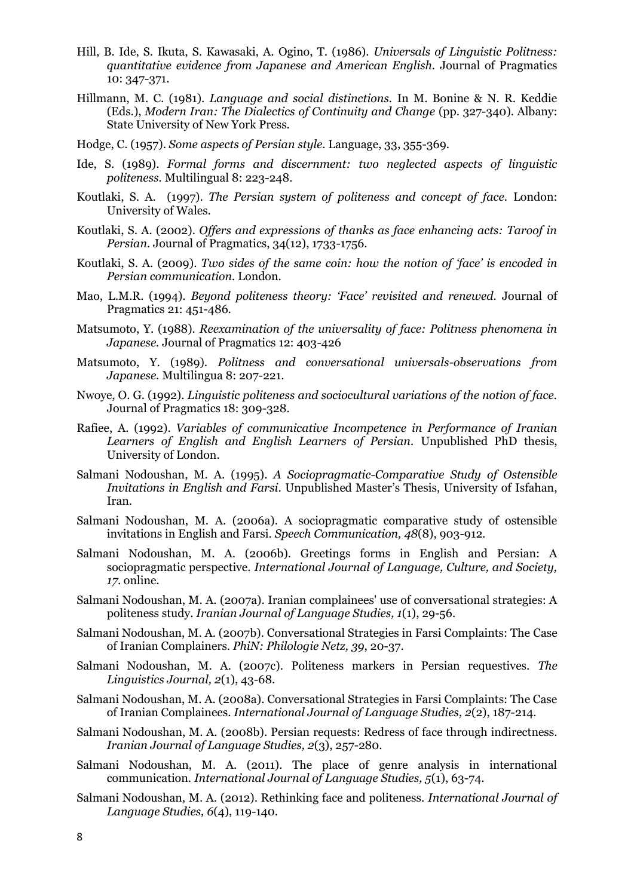Hill, B. Ide, S. Ikuta, S. Kawasaki, A. Ogino, T. (1986). *Universals of Linguistic Politness: quantitative evidence from Japanese and American English.* Journal of Pragmatics 10: 347-371.

Hillmann, M. C. (1981). *Language and social distinctions.* In M. Bonine & N. R. Keddie (Eds.), *Modern Iran: The Dialectics of Continuity and Change* (pp. 327-340). Albany: State University of New York Press.

Hodge, C. (1957). *Some aspects of Persian style.* Language, 33, 355-369.

Ide, S. (1989). *Formal forms and discernment: two neglected aspects of linguistic politeness.* Multilingual 8: 223-248.

Koutlaki, S. A. (1997). *The Persian system of politeness and concept of face.* London: University of Wales.

Koutlaki, S. A. (2002). *Offers and expressions of thanks as face enhancing acts: Taroof in Persian.* Journal of Pragmatics, 34(12), 1733-1756.

Koutlaki, S. A. (2009). *Two sides of the same coin: how the notion of 'face' is encoded in Persian communication.* London.

Mao, L.M.R. (1994). *Beyond politeness theory: 'Face' revisited and renewed.* Journal of Pragmatics 21: 451-486.

Matsumoto, Y. (1988). *Reexamination of the universality of face: Politness phenomena in Japanese.* Journal of Pragmatics 12: 403-426

Matsumoto, Y. (1989). *Politness and conversational universals-observations from Japanese.* Multilingua 8: 207-221.

Nwoye, O. G. (1992). *Linguistic politeness and sociocultural variations of the notion of face.* Journal of Pragmatics 18: 309-328.

Rafiee, A. (1992). *Variables of communicative Incompetence in Performance of Iranian Learners of English and English Learners of Persian.* Unpublished PhD thesis, University of London.

Salmani Nodoushan, M. A. (1995). *A Sociopragmatic-Comparative Study of Ostensible Invitations in English and Farsi.* Unpublished Master's Thesis, University of Isfahan, Iran.

Salmani Nodoushan, M. A. (2006a). A sociopragmatic comparative study of ostensible invitations in English and Farsi. *Speech Communication, 48*(8), 903-912.

Salmani Nodoushan, M. A. (2006b). Greetings forms in English and Persian: A sociopragmatic perspective. *International Journal of Language, Culture, and Society, 17.* online.

Salmani Nodoushan, M. A. (2007a). Iranian complainees' use of conversational strategies: A politeness study. *Iranian Journal of Language Studies, 1*(1), 29-56.

Salmani Nodoushan, M. A. (2007b). Conversational Strategies in Farsi Complaints: The Case of Iranian Complainers. *PhiN: Philologie Netz, 39*, 20-37.

Salmani Nodoushan, M. A. (2007c). Politeness markers in Persian requestives. *The Linguistics Journal, 2*(1), 43-68.

Salmani Nodoushan, M. A. (2008a). Conversational Strategies in Farsi Complaints: The Case of Iranian Complainees. *International Journal of Language Studies, 2*(2), 187-214.

Salmani Nodoushan, M. A. (2008b). Persian requests: Redress of face through indirectness. *Iranian Journal of Language Studies, 2*(3), 257-280.

Salmani Nodoushan, M. A. (2011). The place of genre analysis in international communication. *International Journal of Language Studies, 5*(1), 63-74.

Salmani Nodoushan, M. A. (2012). Rethinking face and politeness. *International Journal of Language Studies, 6*(4), 119-140.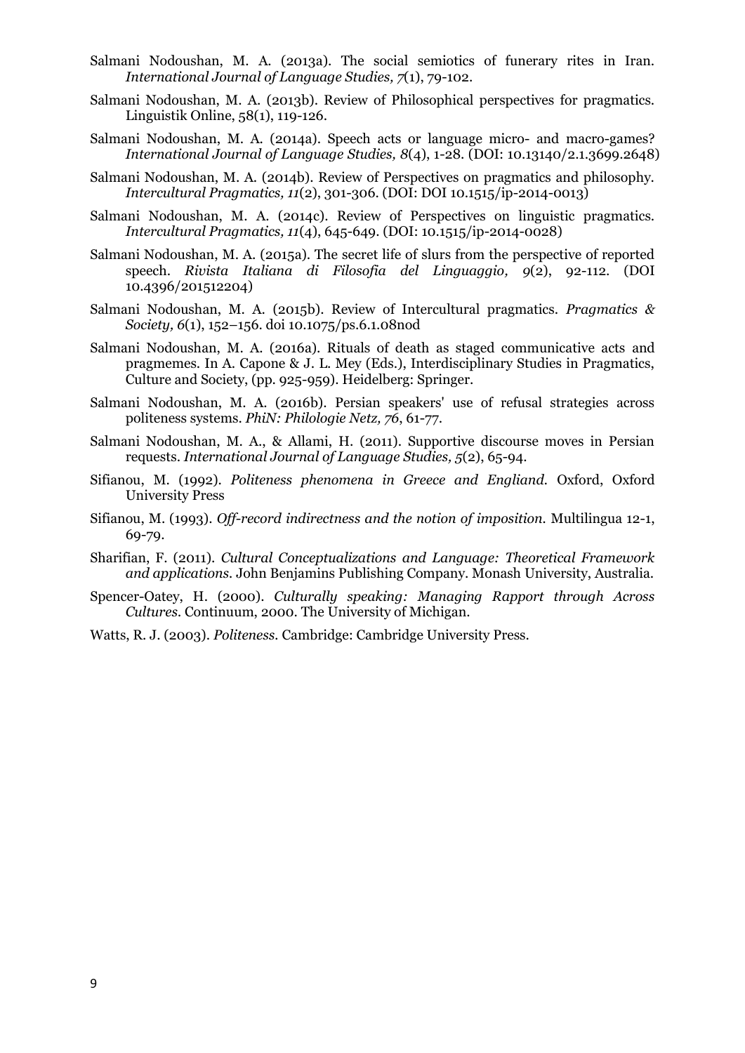Salmani Nodoushan, M. A. (2013a). The social semiotics of funerary rites in Iran. *International Journal of Language Studies, 7*(1), 79-102.

Salmani Nodoushan, M. A. (2013b). Review of Philosophical perspectives for pragmatics. Linguistik Online, 58(1), 119-126.

Salmani Nodoushan, M. A. (2014a). Speech acts or language micro- and macro-games? *International Journal of Language Studies, 8*(4), 1-28. (DOI: 10.13140/2.1.3699.2648)

Salmani Nodoushan, M. A. (2014b). Review of Perspectives on pragmatics and philosophy. *Intercultural Pragmatics, 11*(2), 301-306. (DOI: DOI 10.1515/ip-2014-0013)

Salmani Nodoushan, M. A. (2014c). Review of Perspectives on linguistic pragmatics. *Intercultural Pragmatics, 11*(4), 645-649. (DOI: 10.1515/ip-2014-0028)

Salmani Nodoushan, M. A. (2015a). The secret life of slurs from the perspective of reported speech. *Rivista Italiana di Filosofia del Linguaggio, 9*(2), 92-112. (DOI 10.4396/201512204)

Salmani Nodoushan, M. A. (2015b). Review of Intercultural pragmatics. *Pragmatics & Society, 6*(1), 152–156. doi 10.1075/ps.6.1.08nod

Salmani Nodoushan, M. A. (2016a). Rituals of death as staged communicative acts and pragmemes. In A. Capone & J. L. Mey (Eds.), Interdisciplinary Studies in Pragmatics, Culture and Society, (pp. 925-959). Heidelberg: Springer.

Salmani Nodoushan, M. A. (2016b). Persian speakers' use of refusal strategies across politeness systems. *PhiN: Philologie Netz, 76*, 61-77.

Salmani Nodoushan, M. A., & Allami, H. (2011). Supportive discourse moves in Persian requests. *International Journal of Language Studies, 5*(2), 65-94.

Sifianou, M. (1992). *Politeness phenomena in Greece and Engliand.* Oxford, Oxford University Press

Sifianou, M. (1993). *Off-record indirectness and the notion of imposition.* Multilingua 12-1, 69-79.

Sharifian, F. (2011). *Cultural Conceptualizations and Language: Theoretical Framework and applications.* John Benjamins Publishing Company. Monash University, Australia.

Spencer-Oatey, H. (2000). *Culturally speaking: Managing Rapport through Across Cultures.* Continuum, 2000. The University of Michigan.

Watts, R. J. (2003). *Politeness.* Cambridge: Cambridge University Press.